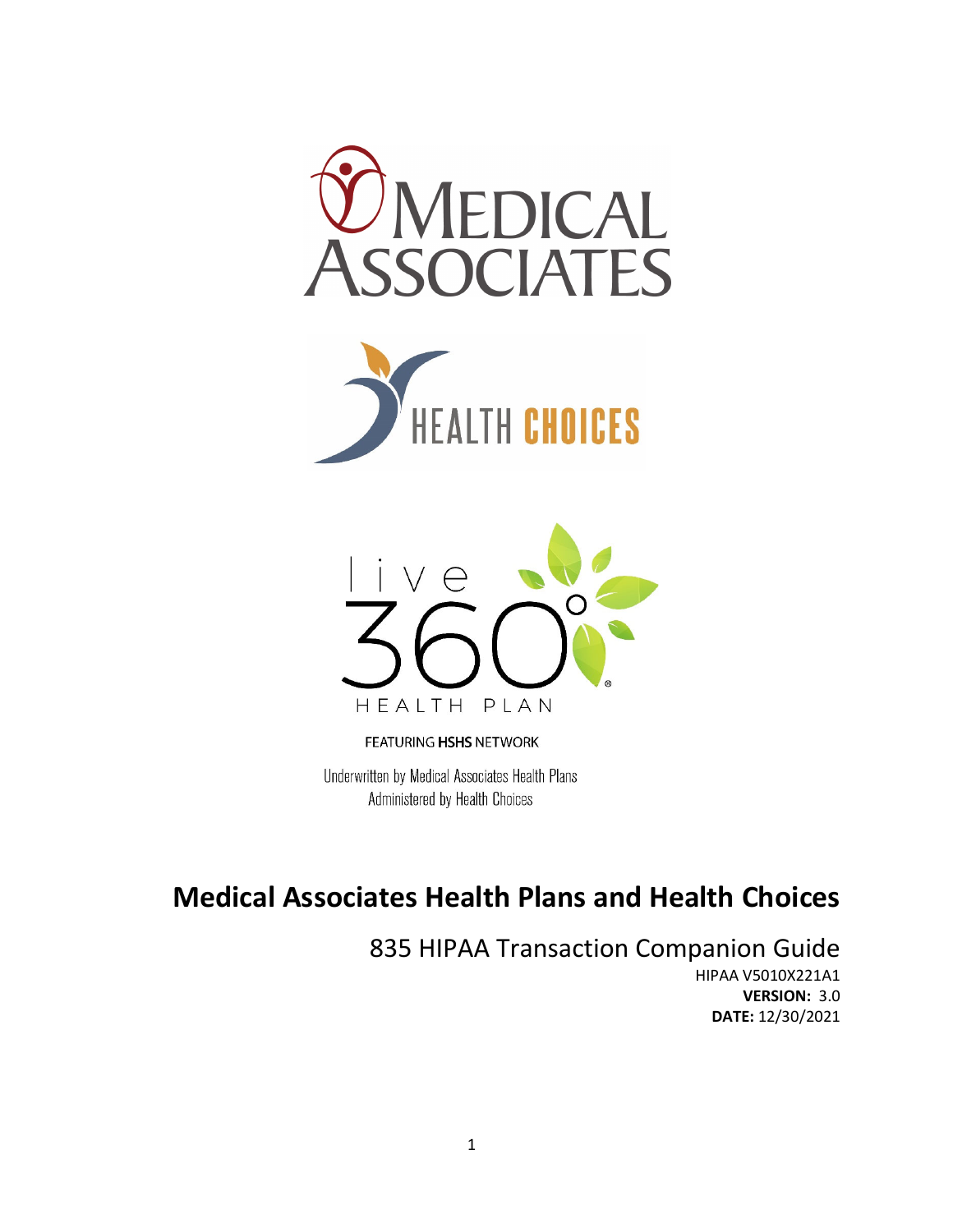FEATURING HSHS NETWORK

Underwritten by Medical Associates Health Plans
Administered by Health Choices

# Medical Associates Health Plans and Health Choices

## 835 HIPAA Transaction Companion Guide

HIPAA V5010X221A1

**VERSION:** 3.0

**DATE:** 12/30/2021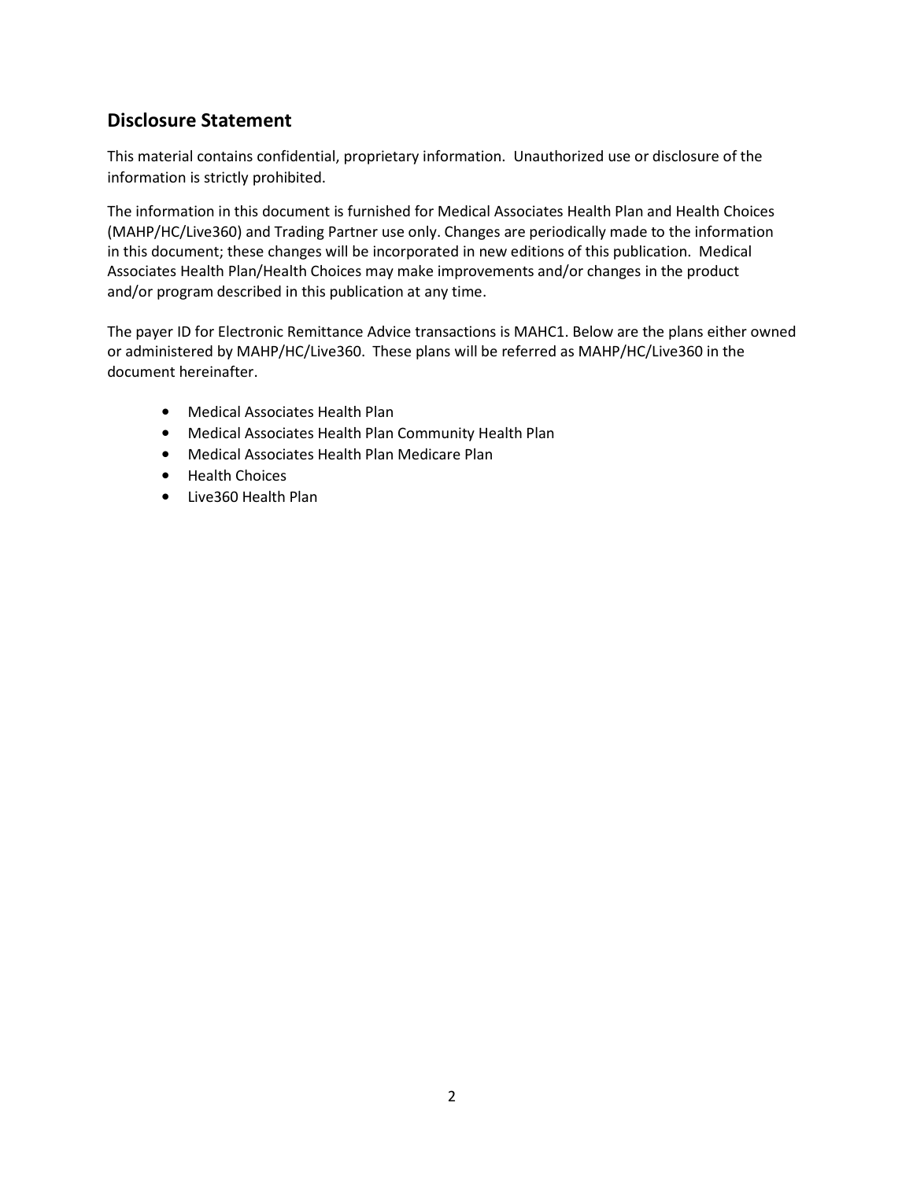## Disclosure Statement

This material contains confidential, proprietary information. Unauthorized use or disclosure of the information is strictly prohibited.

The information in this document is furnished for Medical Associates Health Plan and Health Choices (MAHP/HC/Live360) and Trading Partner use only. Changes are periodically made to the information in this document; these changes will be incorporated in new editions of this publication. Medical Associates Health Plan/Health Choices may make improvements and/or changes in the product and/or program described in this publication at any time.

The payer ID for Electronic Remittance Advice transactions is MAHC1. Below are the plans either owned or administered by MAHP/HC/Live360. These plans will be referred as MAHP/HC/Live360 in the document hereinafter.

- Medical Associates Health Plan
- Medical Associates Health Plan Community Health Plan
- Medical Associates Health Plan Medicare Plan
- Health Choices
- Live360 Health Plan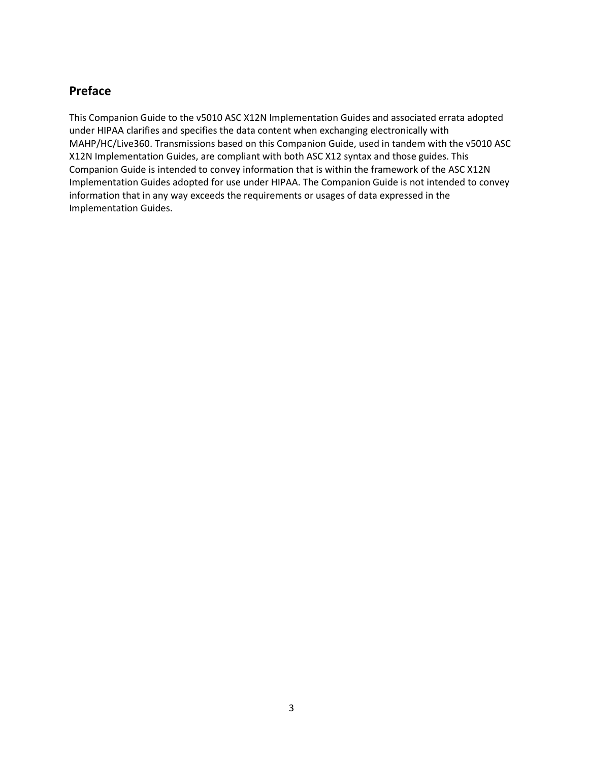## Preface

This Companion Guide to the v5010 ASC X12N Implementation Guides and associated errata adopted under HIPAA clarifies and specifies the data content when exchanging electronically with MAHP/HC/Live360. Transmissions based on this Companion Guide, used in tandem with the v5010 ASC X12N Implementation Guides, are compliant with both ASC X12 syntax and those guides. This Companion Guide is intended to convey information that is within the framework of the ASC X12N Implementation Guides adopted for use under HIPAA. The Companion Guide is not intended to convey information that in any way exceeds the requirements or usages of data expressed in the Implementation Guides.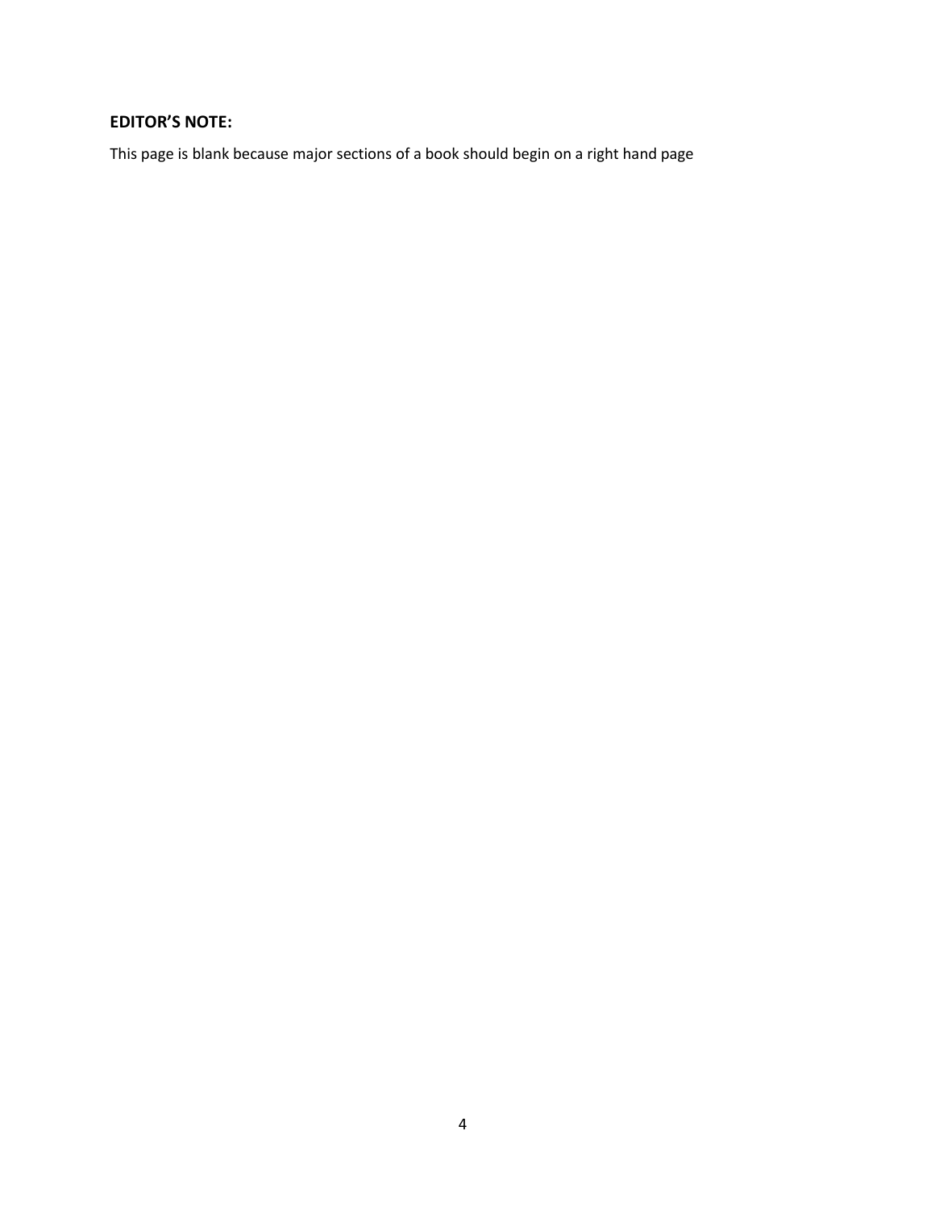**EDITOR'S NOTE:**

This page is blank because major sections of a book should begin on a right hand page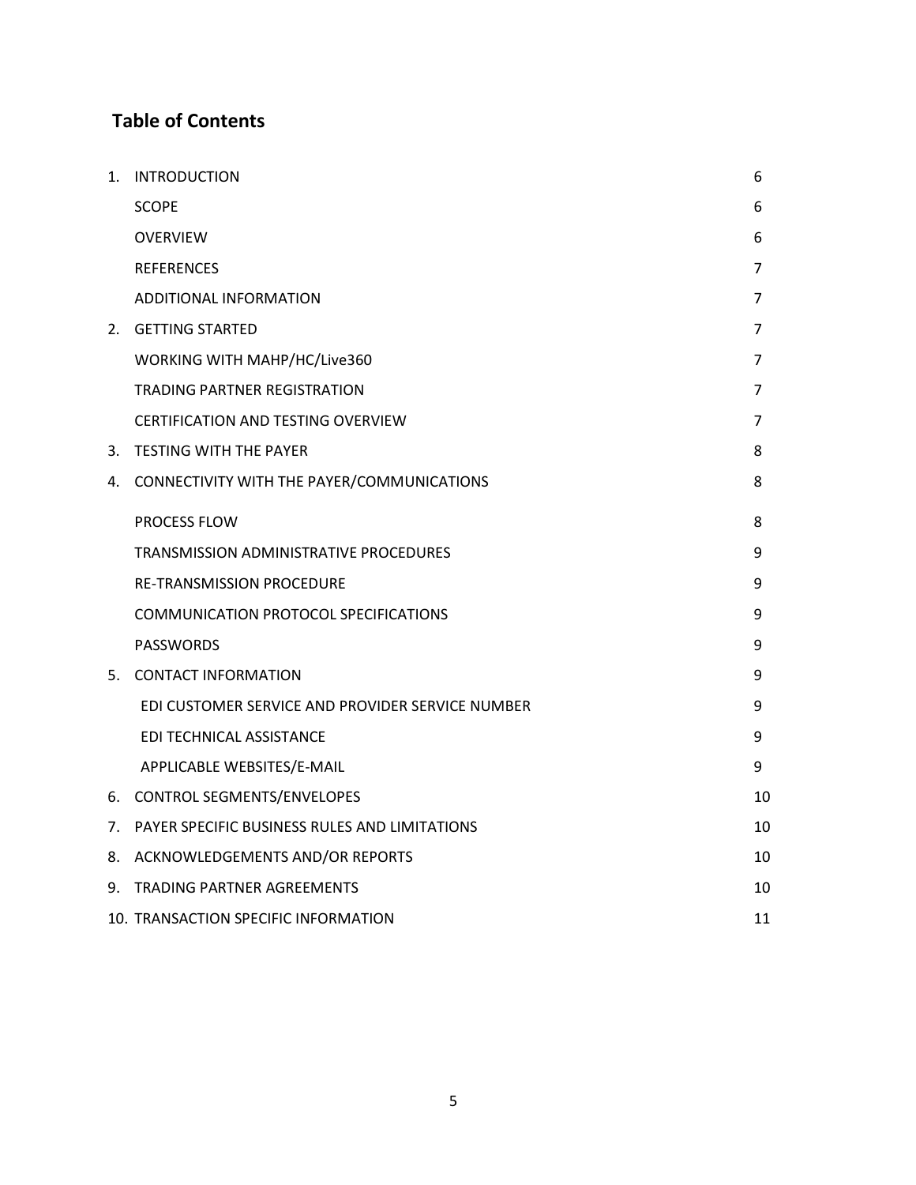## Table of Contents

1. INTRODUCTION 6
   - SCOPE 6
   - OVERVIEW 6
   - REFERENCES 7
   - ADDITIONAL INFORMATION 7
2. GETTING STARTED 7
   - WORKING WITH MAHP/HC/Live360 7
   - TRADING PARTNER REGISTRATION 7
   - CERTIFICATION AND TESTING OVERVIEW 7
3. TESTING WITH THE PAYER 8
4. CONNECTIVITY WITH THE PAYER/COMMUNICATIONS 8
   - PROCESS FLOW 8
   - TRANSMISSION ADMINISTRATIVE PROCEDURES 9
   - RE-TRANSMISSION PROCEDURE 9
   - COMMUNICATION PROTOCOL SPECIFICATIONS 9
   - PASSWORDS 9
5. CONTACT INFORMATION 9
   - EDI CUSTOMER SERVICE AND PROVIDER SERVICE NUMBER 9
   - EDI TECHNICAL ASSISTANCE 9
   - APPLICABLE WEBSITES/E-MAIL 9
6. CONTROL SEGMENTS/ENVELOPES 10
7. PAYER SPECIFIC BUSINESS RULES AND LIMITATIONS 10
8. ACKNOWLEDGEMENTS AND/OR REPORTS 10
9. TRADING PARTNER AGREEMENTS 10
10. TRANSACTION SPECIFIC INFORMATION 11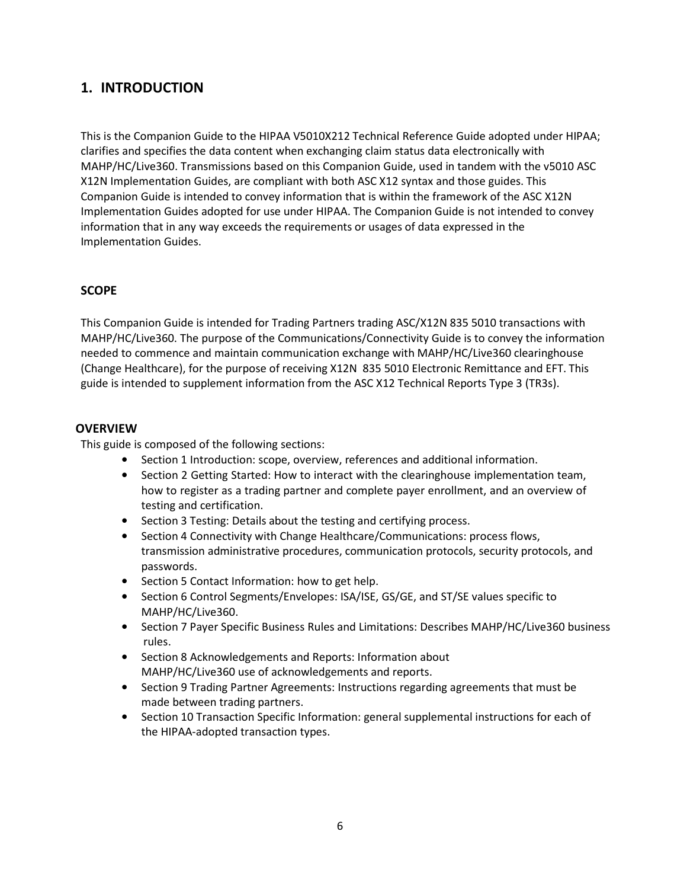# 1. INTRODUCTION

This is the Companion Guide to the HIPAA V5010X212 Technical Reference Guide adopted under HIPAA; clarifies and specifies the data content when exchanging claim status data electronically with MAHP/HC/Live360. Transmissions based on this Companion Guide, used in tandem with the v5010 ASC X12N Implementation Guides, are compliant with both ASC X12 syntax and those guides. This Companion Guide is intended to convey information that is within the framework of the ASC X12N Implementation Guides adopted for use under HIPAA. The Companion Guide is not intended to convey information that in any way exceeds the requirements or usages of data expressed in the Implementation Guides.

## SCOPE

This Companion Guide is intended for Trading Partners trading ASC/X12N 835 5010 transactions with MAHP/HC/Live360. The purpose of the Communications/Connectivity Guide is to convey the information needed to commence and maintain communication exchange with MAHP/HC/Live360 clearinghouse (Change Healthcare), for the purpose of receiving X12N 835 5010 Electronic Remittance and EFT. This guide is intended to supplement information from the ASC X12 Technical Reports Type 3 (TR3s).

## OVERVIEW

This guide is composed of the following sections:

- Section 1 Introduction: scope, overview, references and additional information.
- Section 2 Getting Started: How to interact with the clearinghouse implementation team, how to register as a trading partner and complete payer enrollment, and an overview of testing and certification.
- Section 3 Testing: Details about the testing and certifying process.
- Section 4 Connectivity with Change Healthcare/Communications: process flows, transmission administrative procedures, communication protocols, security protocols, and passwords.
- Section 5 Contact Information: how to get help.
- Section 6 Control Segments/Envelopes: ISA/ISE, GS/GE, and ST/SE values specific to MAHP/HC/Live360.
- Section 7 Payer Specific Business Rules and Limitations: Describes MAHP/HC/Live360 business rules.
- Section 8 Acknowledgements and Reports: Information about MAHP/HC/Live360 use of acknowledgements and reports.
- Section 9 Trading Partner Agreements: Instructions regarding agreements that must be made between trading partners.
- Section 10 Transaction Specific Information: general supplemental instructions for each of the HIPAA-adopted transaction types.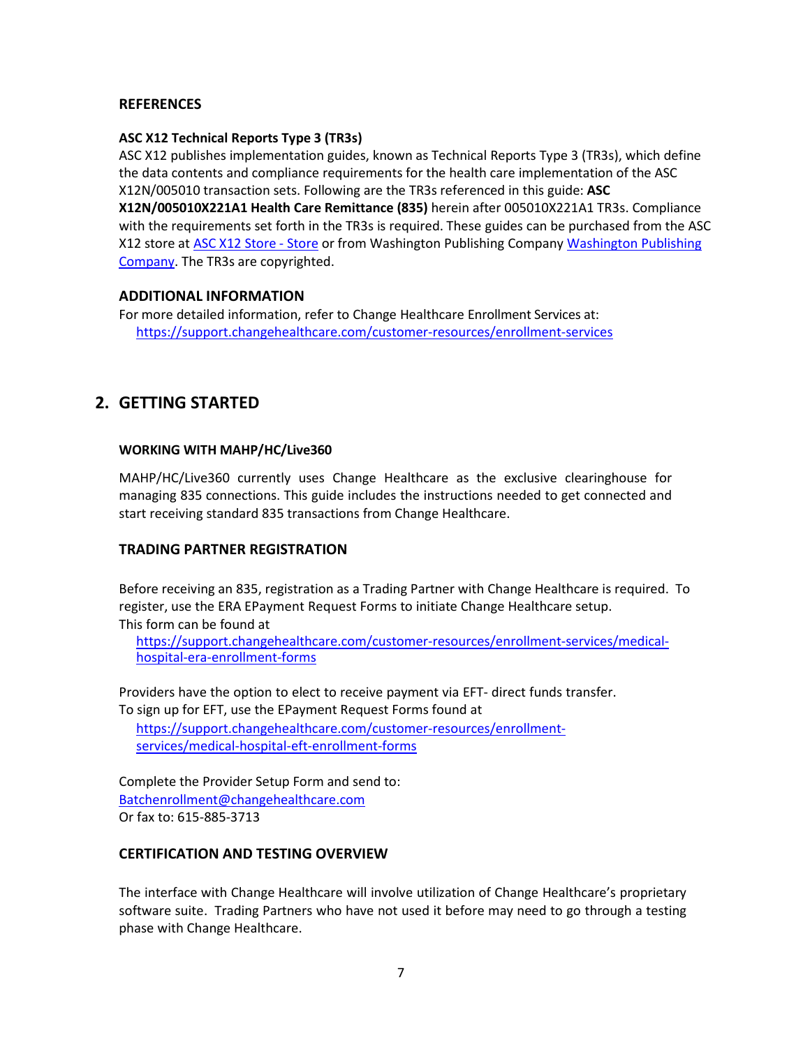### REFERENCES

**ASC X12 Technical Reports Type 3 (TR3s)**

ASC X12 publishes implementation guides, known as Technical Reports Type 3 (TR3s), which define the data contents and compliance requirements for the health care implementation of the ASC X12N/005010 transaction sets. Following are the TR3s referenced in this guide: **ASC X12N/005010X221A1 Health Care Remittance (835)** herein after 005010X221A1 TR3s. Compliance with the requirements set forth in the TR3s is required. These guides can be purchased from the ASC X12 store at ASC X12 Store - Store or from Washington Publishing Company Washington Publishing Company. The TR3s are copyrighted.

### ADDITIONAL INFORMATION

For more detailed information, refer to Change Healthcare Enrollment Services at:
https://support.changehealthcare.com/customer-resources/enrollment-services

## 2. GETTING STARTED

**WORKING WITH MAHP/HC/Live360**

MAHP/HC/Live360 currently uses Change Healthcare as the exclusive clearinghouse for managing 835 connections. This guide includes the instructions needed to get connected and start receiving standard 835 transactions from Change Healthcare.

### TRADING PARTNER REGISTRATION

Before receiving an 835, registration as a Trading Partner with Change Healthcare is required. To register, use the ERA EPayment Request Forms to initiate Change Healthcare setup.
This form can be found at
https://support.changehealthcare.com/customer-resources/enrollment-services/medical-hospital-era-enrollment-forms

Providers have the option to elect to receive payment via EFT- direct funds transfer.
To sign up for EFT, use the EPayment Request Forms found at
https://support.changehealthcare.com/customer-resources/enrollment-services/medical-hospital-eft-enrollment-forms

Complete the Provider Setup Form and send to:
Batchenrollment@changehealthcare.com
Or fax to: 615-885-3713

### CERTIFICATION AND TESTING OVERVIEW

The interface with Change Healthcare will involve utilization of Change Healthcare's proprietary software suite. Trading Partners who have not used it before may need to go through a testing phase with Change Healthcare.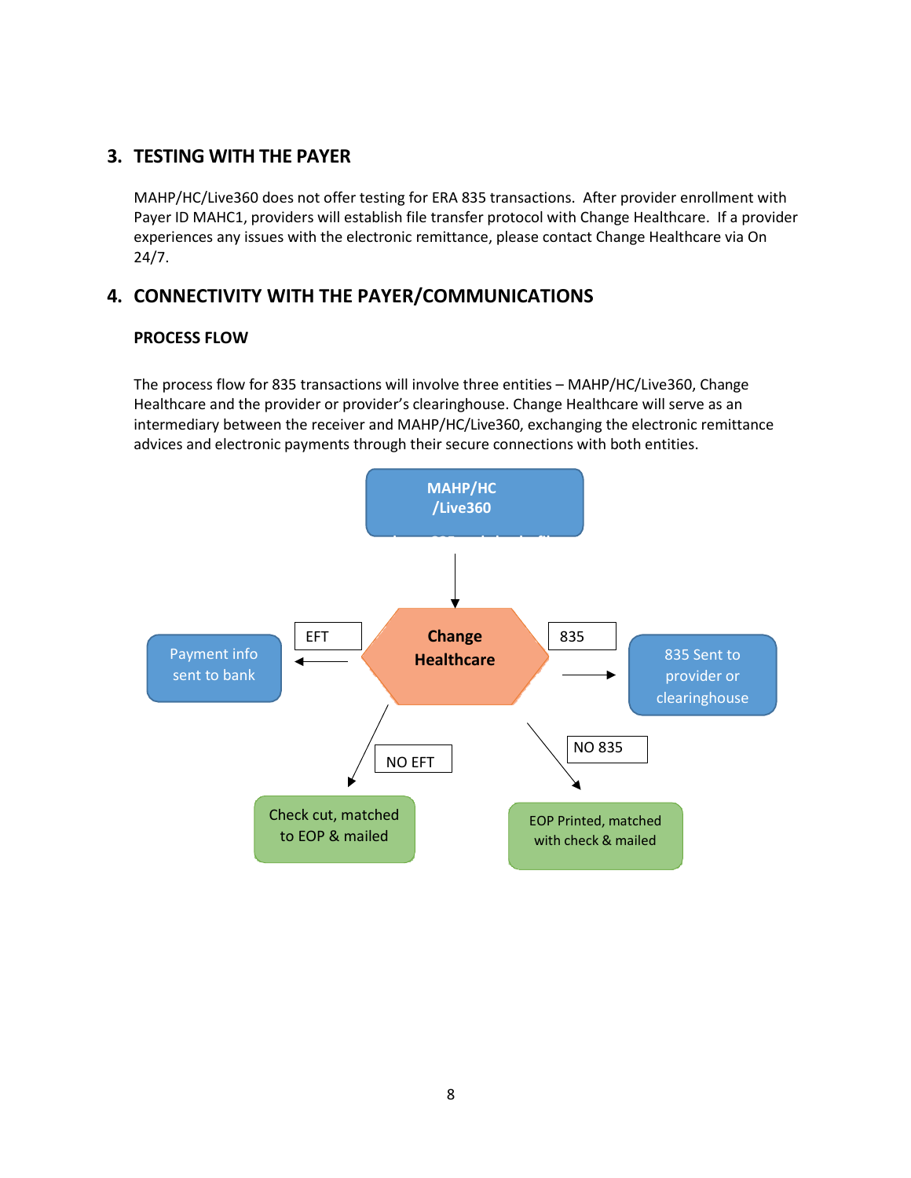## 3. TESTING WITH THE PAYER

MAHP/HC/Live360 does not offer testing for ERA 835 transactions. After provider enrollment with Payer ID MAHC1, providers will establish file transfer protocol with Change Healthcare. If a provider experiences any issues with the electronic remittance, please contact Change Healthcare via On 24/7.

## 4. CONNECTIVITY WITH THE PAYER/COMMUNICATIONS

### PROCESS FLOW

The process flow for 835 transactions will involve three entities – MAHP/HC/Live360, Change Healthcare and the provider or provider's clearinghouse. Change Healthcare will serve as an intermediary between the receiver and MAHP/HC/Live360, exchanging the electronic remittance advices and electronic payments through their secure connections with both entities.

MAHP/HC /Live360

Change Healthcare

EFT

Payment info sent to bank

835

835 Sent to provider or clearinghouse

NO EFT

Check cut, matched to EOP & mailed

NO 835

EOP Printed, matched with check & mailed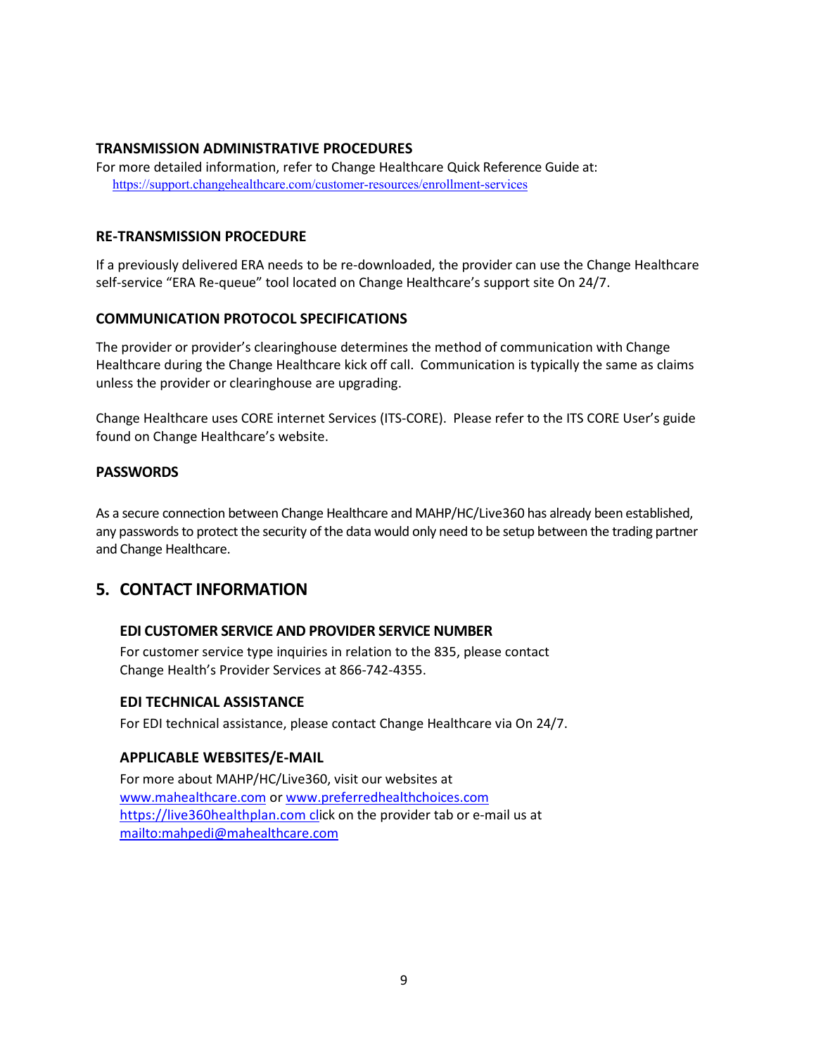### TRANSMISSION ADMINISTRATIVE PROCEDURES

For more detailed information, refer to Change Healthcare Quick Reference Guide at:
https://support.changehealthcare.com/customer-resources/enrollment-services

### RE-TRANSMISSION PROCEDURE

If a previously delivered ERA needs to be re-downloaded, the provider can use the Change Healthcare self-service "ERA Re-queue" tool located on Change Healthcare's support site On 24/7.

### COMMUNICATION PROTOCOL SPECIFICATIONS

The provider or provider's clearinghouse determines the method of communication with Change Healthcare during the Change Healthcare kick off call. Communication is typically the same as claims unless the provider or clearinghouse are upgrading.

Change Healthcare uses CORE internet Services (ITS-CORE). Please refer to the ITS CORE User's guide found on Change Healthcare's website.

### PASSWORDS

As a secure connection between Change Healthcare and MAHP/HC/Live360 has already been established, any passwords to protect the security of the data would only need to be setup between the trading partner and Change Healthcare.

## 5. CONTACT INFORMATION

### EDI CUSTOMER SERVICE AND PROVIDER SERVICE NUMBER

For customer service type inquiries in relation to the 835, please contact Change Health's Provider Services at 866-742-4355.

### EDI TECHNICAL ASSISTANCE

For EDI technical assistance, please contact Change Healthcare via On 24/7.

### APPLICABLE WEBSITES/E-MAIL

For more about MAHP/HC/Live360, visit our websites at
www.mahealthcare.com or www.preferredhealthchoices.com
https://live360healthplan.com click on the provider tab or e-mail us at
mailto:mahpedi@mahealthcare.com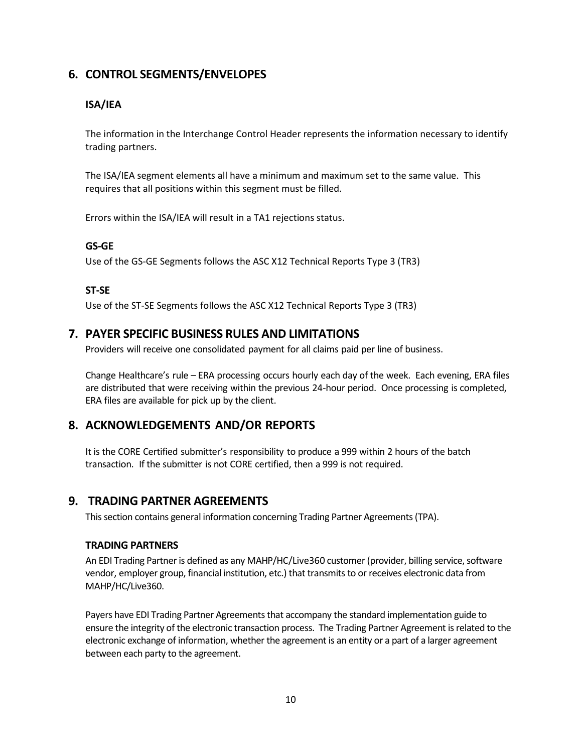## 6. CONTROL SEGMENTS/ENVELOPES

### ISA/IEA

The information in the Interchange Control Header represents the information necessary to identify trading partners.

The ISA/IEA segment elements all have a minimum and maximum set to the same value. This requires that all positions within this segment must be filled.

Errors within the ISA/IEA will result in a TA1 rejections status.

### GS-GE

Use of the GS-GE Segments follows the ASC X12 Technical Reports Type 3 (TR3)

### ST-SE

Use of the ST-SE Segments follows the ASC X12 Technical Reports Type 3 (TR3)

## 7. PAYER SPECIFIC BUSINESS RULES AND LIMITATIONS

Providers will receive one consolidated payment for all claims paid per line of business.

Change Healthcare's rule – ERA processing occurs hourly each day of the week. Each evening, ERA files are distributed that were receiving within the previous 24-hour period. Once processing is completed, ERA files are available for pick up by the client.

## 8. ACKNOWLEDGEMENTS AND/OR REPORTS

It is the CORE Certified submitter's responsibility to produce a 999 within 2 hours of the batch transaction. If the submitter is not CORE certified, then a 999 is not required.

## 9. TRADING PARTNER AGREEMENTS

This section contains general information concerning Trading Partner Agreements (TPA).

### TRADING PARTNERS

An EDI Trading Partner is defined as any MAHP/HC/Live360 customer (provider, billing service, software vendor, employer group, financial institution, etc.) that transmits to or receives electronic data from MAHP/HC/Live360.

Payers have EDI Trading Partner Agreements that accompany the standard implementation guide to ensure the integrity of the electronic transaction process. The Trading Partner Agreement is related to the electronic exchange of information, whether the agreement is an entity or a part of a larger agreement between each party to the agreement.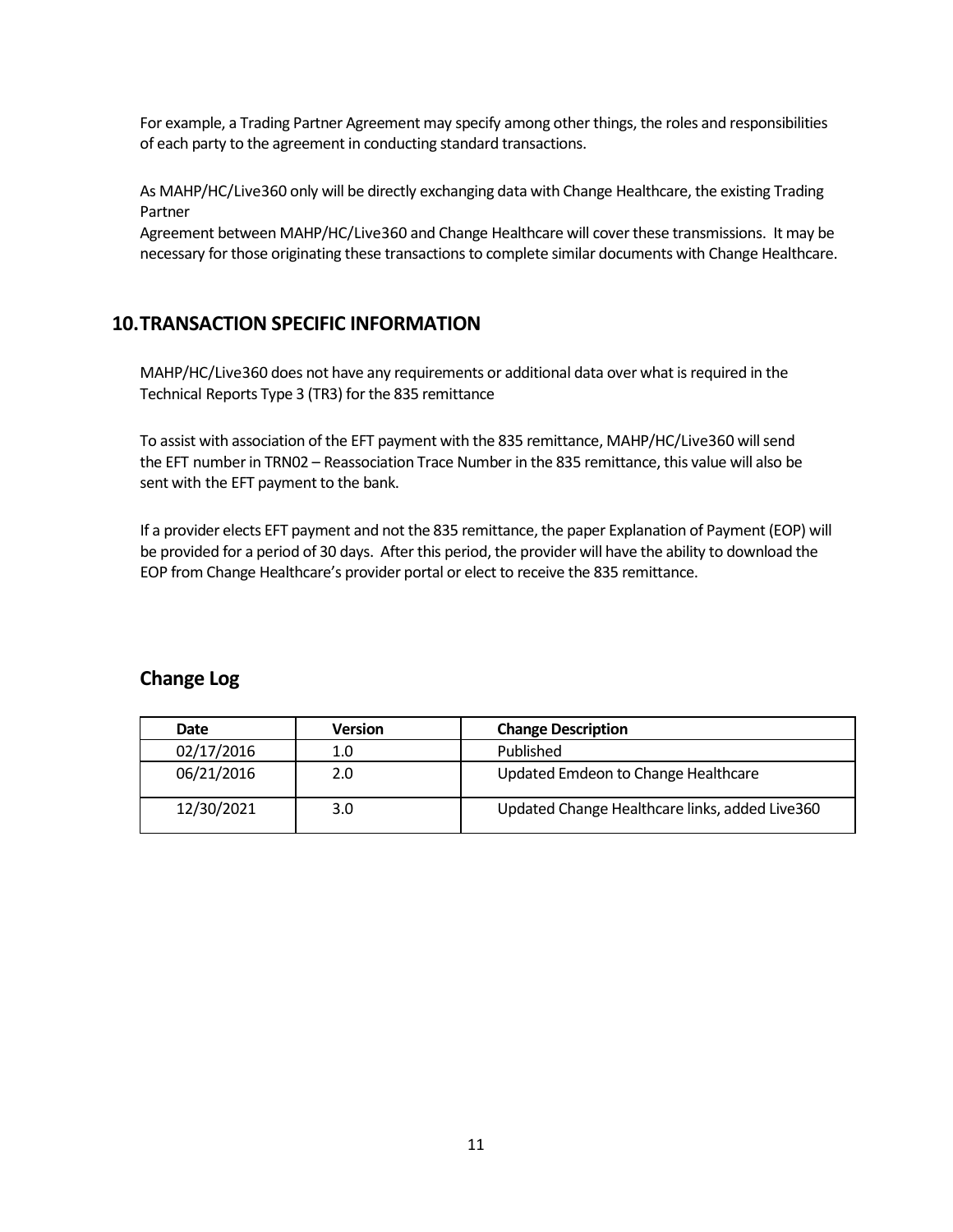For example, a Trading Partner Agreement may specify among other things, the roles and responsibilities of each party to the agreement in conducting standard transactions.

As MAHP/HC/Live360 only will be directly exchanging data with Change Healthcare, the existing Trading Partner
Agreement between MAHP/HC/Live360 and Change Healthcare will cover these transmissions. It may be necessary for those originating these transactions to complete similar documents with Change Healthcare.

## 10. TRANSACTION SPECIFIC INFORMATION

MAHP/HC/Live360 does not have any requirements or additional data over what is required in the Technical Reports Type 3 (TR3) for the 835 remittance

To assist with association of the EFT payment with the 835 remittance, MAHP/HC/Live360 will send the EFT number in TRN02 – Reassociation Trace Number in the 835 remittance, this value will also be sent with the EFT payment to the bank.

If a provider elects EFT payment and not the 835 remittance, the paper Explanation of Payment (EOP) will be provided for a period of 30 days. After this period, the provider will have the ability to download the EOP from Change Healthcare's provider portal or elect to receive the 835 remittance.

### Change Log

| Date | Version | Change Description |
|---|---|---|
| 02/17/2016 | 1.0 | Published |
| 06/21/2016 | 2.0 | Updated Emdeon to Change Healthcare |
| 12/30/2021 | 3.0 | Updated Change Healthcare links, added Live360 |